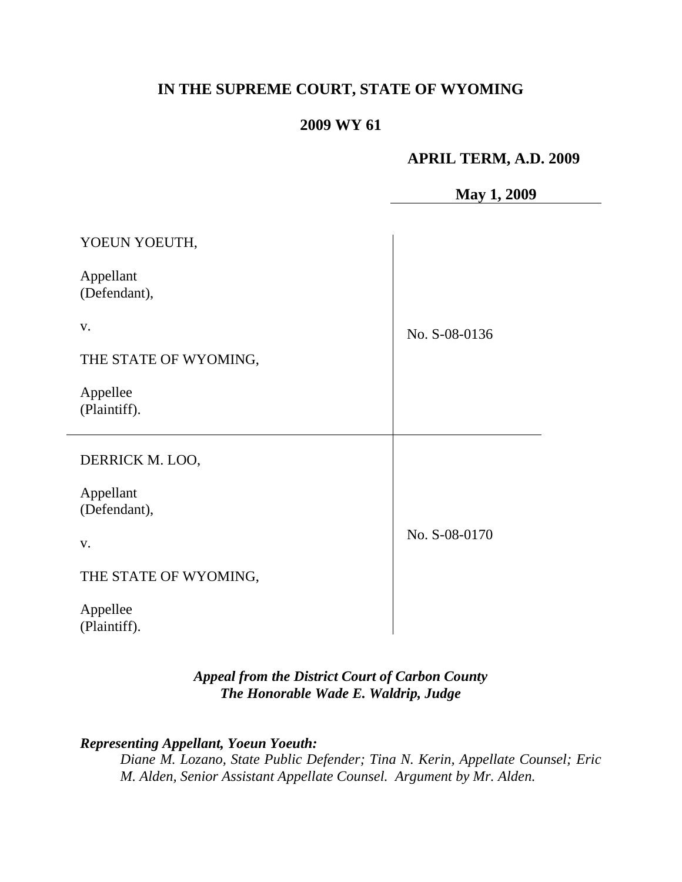**IN THE SUPREME COURT, STATE OF WYOMING**

**2009 WY 61**

**APRIL TERM, A.D. 2009**

**May 1, 2009**

| | |
|---|---|
| YOEUN YOEUTH,<br><br>Appellant<br>(Defendant),<br><br>v.<br><br>THE STATE OF WYOMING,<br><br>Appellee<br>(Plaintiff). | No. S-08-0136 |
| DERRICK M. LOO,<br><br>Appellant<br>(Defendant),<br><br>v.<br><br>THE STATE OF WYOMING,<br><br>Appellee<br>(Plaintiff). | No. S-08-0170 |

***Appeal from the District Court of Carbon County***
***The Honorable Wade E. Waldrip, Judge***

***Representing Appellant, Yoeun Yoeuth:***

*Diane M. Lozano, State Public Defender; Tina N. Kerin, Appellate Counsel; Eric M. Alden, Senior Assistant Appellate Counsel. Argument by Mr. Alden.*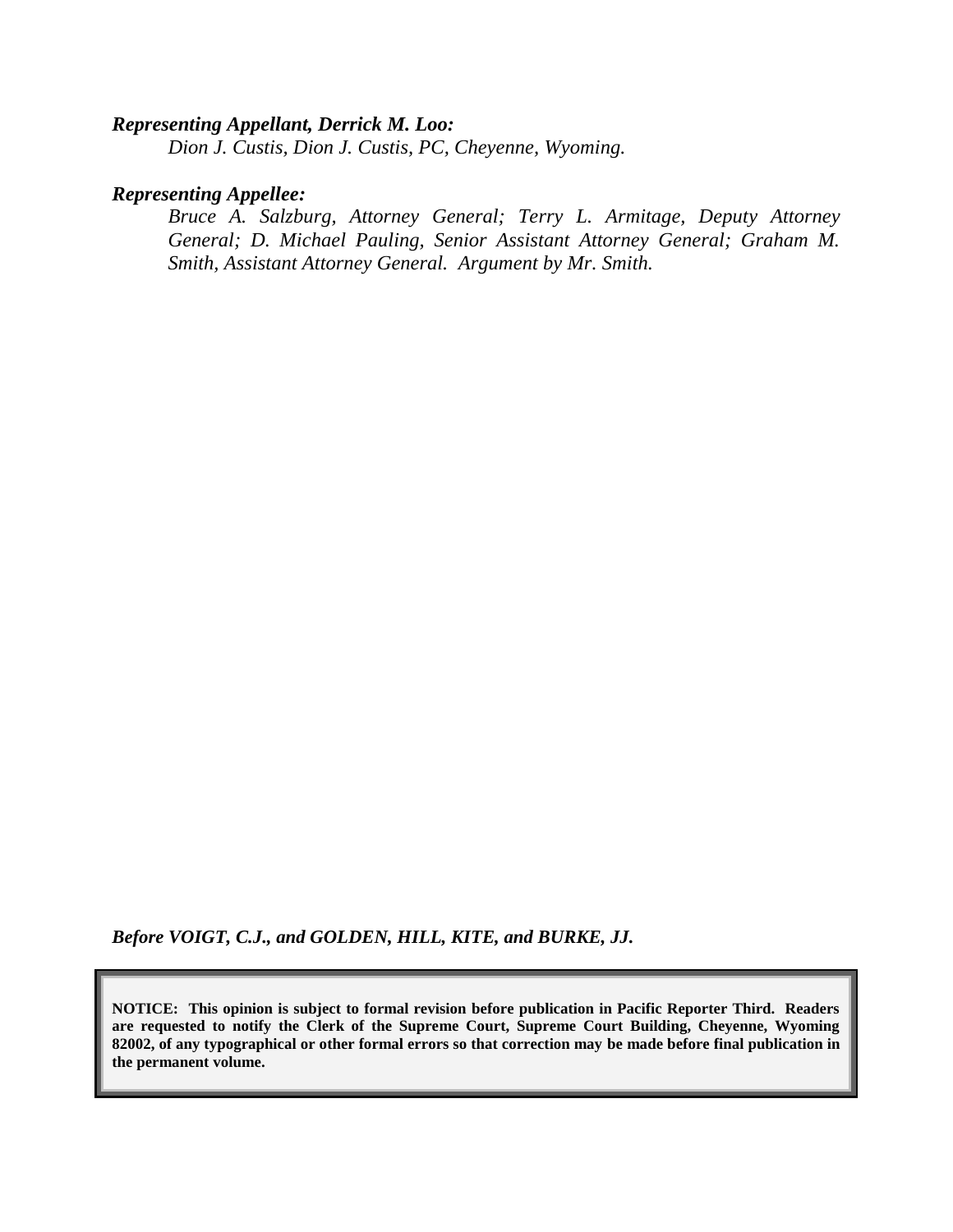***Representing Appellant, Derrick M. Loo:***

*Dion J. Custis, Dion J. Custis, PC, Cheyenne, Wyoming.*

***Representing Appellee:***

*Bruce A. Salzburg, Attorney General; Terry L. Armitage, Deputy Attorney General; D. Michael Pauling, Senior Assistant Attorney General; Graham M. Smith, Assistant Attorney General. Argument by Mr. Smith.*

***Before VOIGT, C.J., and GOLDEN, HILL, KITE, and BURKE, JJ.***

**NOTICE: This opinion is subject to formal revision before publication in Pacific Reporter Third. Readers are requested to notify the Clerk of the Supreme Court, Supreme Court Building, Cheyenne, Wyoming 82002, of any typographical or other formal errors so that correction may be made before final publication in the permanent volume.**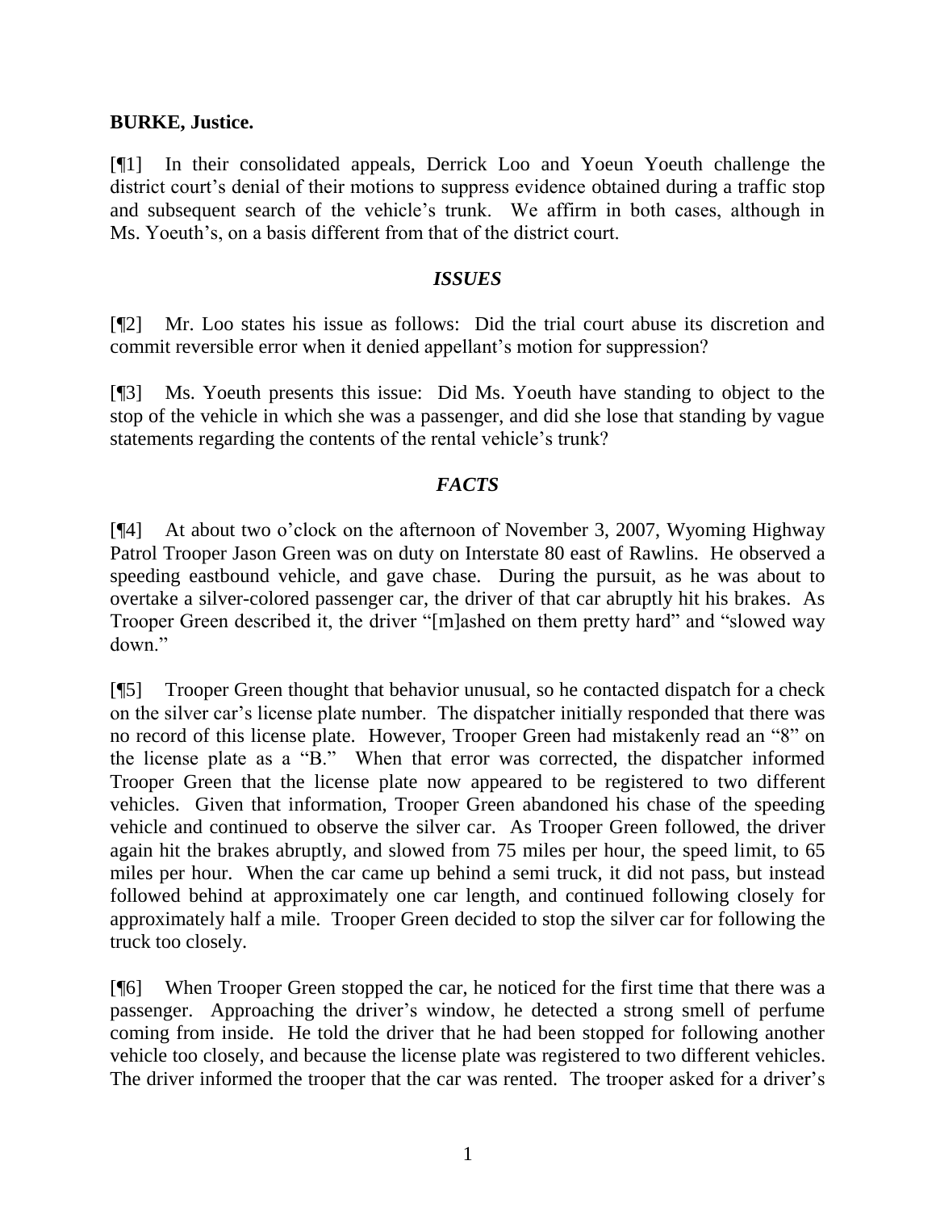**BURKE, Justice.**

[¶1] In their consolidated appeals, Derrick Loo and Yoeun Yoeuth challenge the district court's denial of their motions to suppress evidence obtained during a traffic stop and subsequent search of the vehicle's trunk. We affirm in both cases, although in Ms. Yoeuth's, on a basis different from that of the district court.

## *ISSUES*

[¶2] Mr. Loo states his issue as follows: Did the trial court abuse its discretion and commit reversible error when it denied appellant's motion for suppression?

[¶3] Ms. Yoeuth presents this issue: Did Ms. Yoeuth have standing to object to the stop of the vehicle in which she was a passenger, and did she lose that standing by vague statements regarding the contents of the rental vehicle's trunk?

## *FACTS*

[¶4] At about two o'clock on the afternoon of November 3, 2007, Wyoming Highway Patrol Trooper Jason Green was on duty on Interstate 80 east of Rawlins. He observed a speeding eastbound vehicle, and gave chase. During the pursuit, as he was about to overtake a silver-colored passenger car, the driver of that car abruptly hit his brakes. As Trooper Green described it, the driver "[m]ashed on them pretty hard" and "slowed way down."

[¶5] Trooper Green thought that behavior unusual, so he contacted dispatch for a check on the silver car's license plate number. The dispatcher initially responded that there was no record of this license plate. However, Trooper Green had mistakenly read an "8" on the license plate as a "B." When that error was corrected, the dispatcher informed Trooper Green that the license plate now appeared to be registered to two different vehicles. Given that information, Trooper Green abandoned his chase of the speeding vehicle and continued to observe the silver car. As Trooper Green followed, the driver again hit the brakes abruptly, and slowed from 75 miles per hour, the speed limit, to 65 miles per hour. When the car came up behind a semi truck, it did not pass, but instead followed behind at approximately one car length, and continued following closely for approximately half a mile. Trooper Green decided to stop the silver car for following the truck too closely.

[¶6] When Trooper Green stopped the car, he noticed for the first time that there was a passenger. Approaching the driver's window, he detected a strong smell of perfume coming from inside. He told the driver that he had been stopped for following another vehicle too closely, and because the license plate was registered to two different vehicles. The driver informed the trooper that the car was rented. The trooper asked for a driver's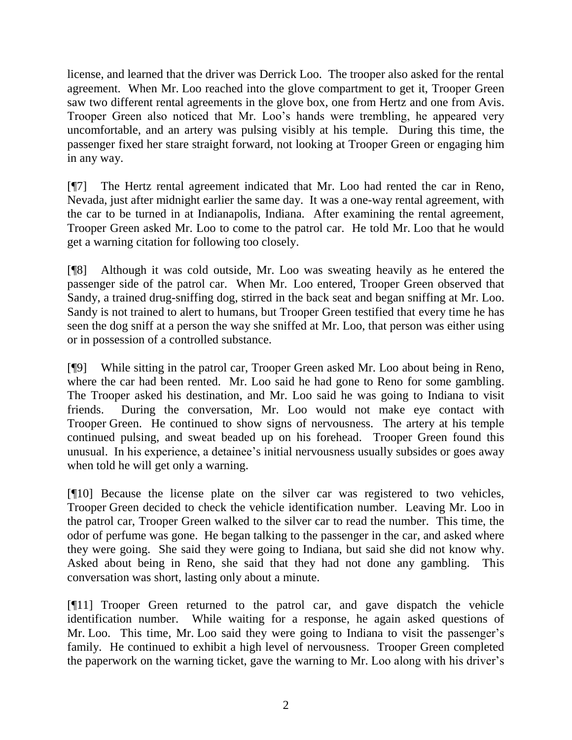license, and learned that the driver was Derrick Loo. The trooper also asked for the rental agreement. When Mr. Loo reached into the glove compartment to get it, Trooper Green saw two different rental agreements in the glove box, one from Hertz and one from Avis. Trooper Green also noticed that Mr. Loo's hands were trembling, he appeared very uncomfortable, and an artery was pulsing visibly at his temple. During this time, the passenger fixed her stare straight forward, not looking at Trooper Green or engaging him in any way.

[¶7] The Hertz rental agreement indicated that Mr. Loo had rented the car in Reno, Nevada, just after midnight earlier the same day. It was a one-way rental agreement, with the car to be turned in at Indianapolis, Indiana. After examining the rental agreement, Trooper Green asked Mr. Loo to come to the patrol car. He told Mr. Loo that he would get a warning citation for following too closely.

[¶8] Although it was cold outside, Mr. Loo was sweating heavily as he entered the passenger side of the patrol car. When Mr. Loo entered, Trooper Green observed that Sandy, a trained drug-sniffing dog, stirred in the back seat and began sniffing at Mr. Loo. Sandy is not trained to alert to humans, but Trooper Green testified that every time he has seen the dog sniff at a person the way she sniffed at Mr. Loo, that person was either using or in possession of a controlled substance.

[¶9] While sitting in the patrol car, Trooper Green asked Mr. Loo about being in Reno, where the car had been rented. Mr. Loo said he had gone to Reno for some gambling. The Trooper asked his destination, and Mr. Loo said he was going to Indiana to visit friends. During the conversation, Mr. Loo would not make eye contact with Trooper Green. He continued to show signs of nervousness. The artery at his temple continued pulsing, and sweat beaded up on his forehead. Trooper Green found this unusual. In his experience, a detainee's initial nervousness usually subsides or goes away when told he will get only a warning.

[¶10] Because the license plate on the silver car was registered to two vehicles, Trooper Green decided to check the vehicle identification number. Leaving Mr. Loo in the patrol car, Trooper Green walked to the silver car to read the number. This time, the odor of perfume was gone. He began talking to the passenger in the car, and asked where they were going. She said they were going to Indiana, but said she did not know why. Asked about being in Reno, she said that they had not done any gambling. This conversation was short, lasting only about a minute.

[¶11] Trooper Green returned to the patrol car, and gave dispatch the vehicle identification number. While waiting for a response, he again asked questions of Mr. Loo. This time, Mr. Loo said they were going to Indiana to visit the passenger's family. He continued to exhibit a high level of nervousness. Trooper Green completed the paperwork on the warning ticket, gave the warning to Mr. Loo along with his driver's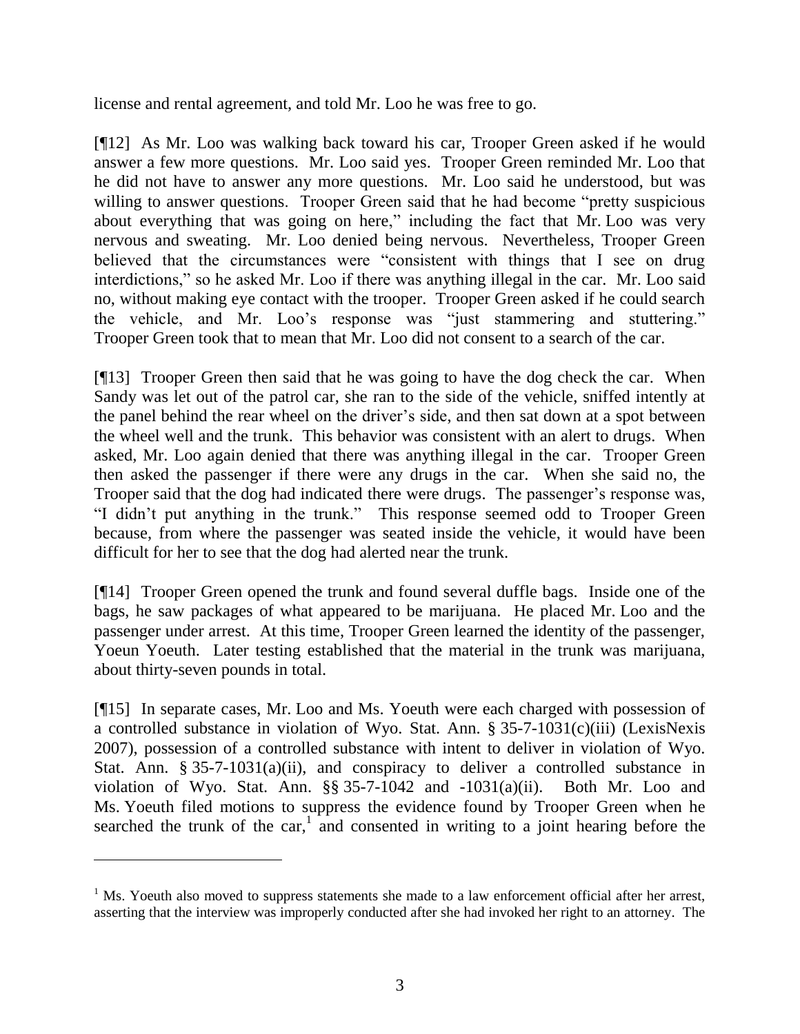license and rental agreement, and told Mr. Loo he was free to go.

[¶12] As Mr. Loo was walking back toward his car, Trooper Green asked if he would answer a few more questions. Mr. Loo said yes. Trooper Green reminded Mr. Loo that he did not have to answer any more questions. Mr. Loo said he understood, but was willing to answer questions. Trooper Green said that he had become "pretty suspicious about everything that was going on here," including the fact that Mr. Loo was very nervous and sweating. Mr. Loo denied being nervous. Nevertheless, Trooper Green believed that the circumstances were "consistent with things that I see on drug interdictions," so he asked Mr. Loo if there was anything illegal in the car. Mr. Loo said no, without making eye contact with the trooper. Trooper Green asked if he could search the vehicle, and Mr. Loo's response was "just stammering and stuttering." Trooper Green took that to mean that Mr. Loo did not consent to a search of the car.

[¶13] Trooper Green then said that he was going to have the dog check the car. When Sandy was let out of the patrol car, she ran to the side of the vehicle, sniffed intently at the panel behind the rear wheel on the driver's side, and then sat down at a spot between the wheel well and the trunk. This behavior was consistent with an alert to drugs. When asked, Mr. Loo again denied that there was anything illegal in the car. Trooper Green then asked the passenger if there were any drugs in the car. When she said no, the Trooper said that the dog had indicated there were drugs. The passenger's response was, "I didn't put anything in the trunk." This response seemed odd to Trooper Green because, from where the passenger was seated inside the vehicle, it would have been difficult for her to see that the dog had alerted near the trunk.

[¶14] Trooper Green opened the trunk and found several duffle bags. Inside one of the bags, he saw packages of what appeared to be marijuana. He placed Mr. Loo and the passenger under arrest. At this time, Trooper Green learned the identity of the passenger, Yoeun Yoeuth. Later testing established that the material in the trunk was marijuana, about thirty-seven pounds in total.

[¶15] In separate cases, Mr. Loo and Ms. Yoeuth were each charged with possession of a controlled substance in violation of Wyo. Stat. Ann. § 35-7-1031(c)(iii) (LexisNexis 2007), possession of a controlled substance with intent to deliver in violation of Wyo. Stat. Ann. § 35-7-1031(a)(ii), and conspiracy to deliver a controlled substance in violation of Wyo. Stat. Ann. §§ 35-7-1042 and -1031(a)(ii). Both Mr. Loo and Ms. Yoeuth filed motions to suppress the evidence found by Trooper Green when he searched the trunk of the car,[1] and consented in writing to a joint hearing before the

---

[1] Ms. Yoeuth also moved to suppress statements she made to a law enforcement official after her arrest, asserting that the interview was improperly conducted after she had invoked her right to an attorney. The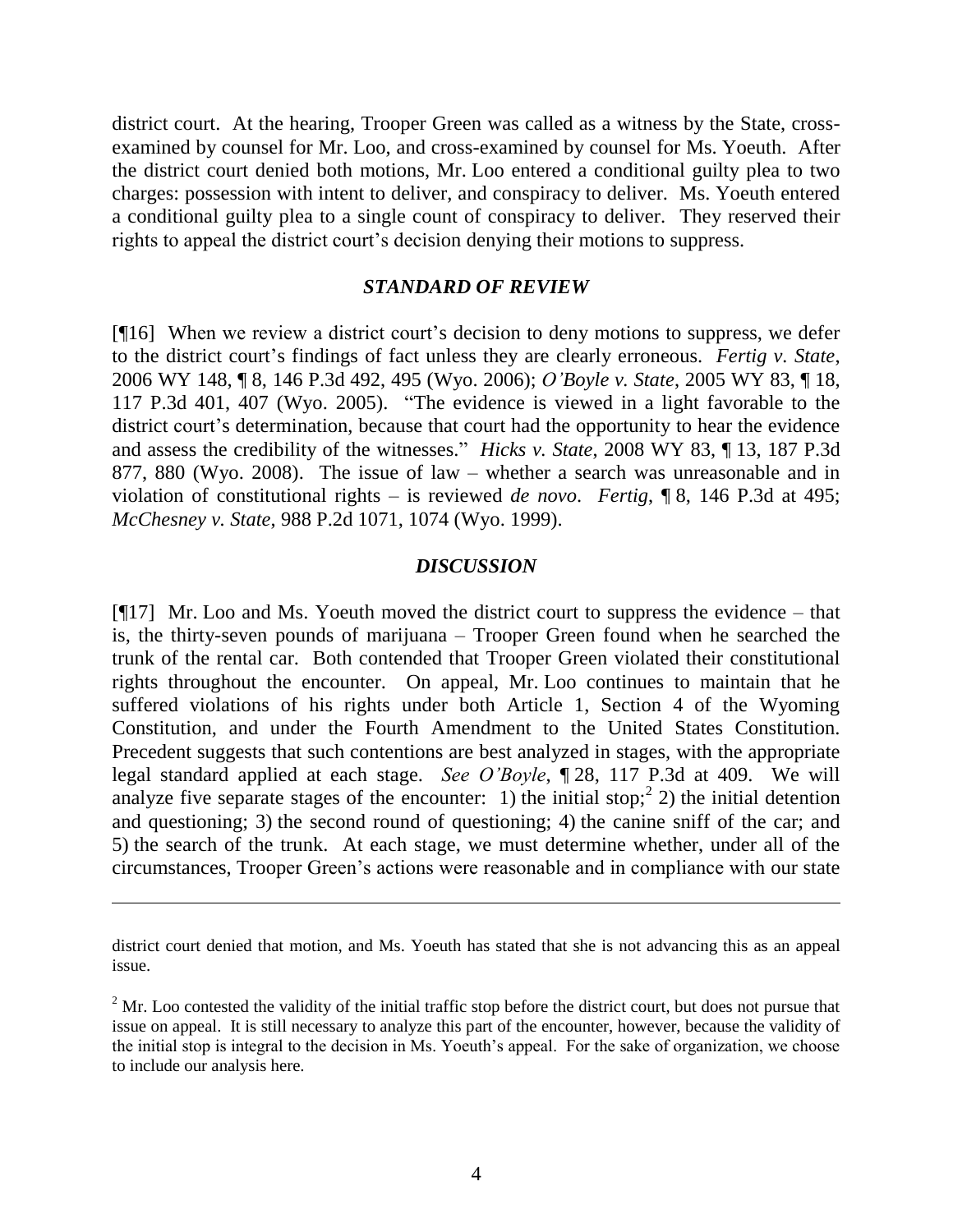district court. At the hearing, Trooper Green was called as a witness by the State, cross-examined by counsel for Mr. Loo, and cross-examined by counsel for Ms. Yoeuth. After the district court denied both motions, Mr. Loo entered a conditional guilty plea to two charges: possession with intent to deliver, and conspiracy to deliver. Ms. Yoeuth entered a conditional guilty plea to a single count of conspiracy to deliver. They reserved their rights to appeal the district court's decision denying their motions to suppress.

### *STANDARD OF REVIEW*

[¶16] When we review a district court's decision to deny motions to suppress, we defer to the district court's findings of fact unless they are clearly erroneous. *Fertig v. State*, 2006 WY 148, ¶ 8, 146 P.3d 492, 495 (Wyo. 2006); *O'Boyle v. State*, 2005 WY 83, ¶ 18, 117 P.3d 401, 407 (Wyo. 2005). "The evidence is viewed in a light favorable to the district court's determination, because that court had the opportunity to hear the evidence and assess the credibility of the witnesses." *Hicks v. State*, 2008 WY 83, ¶ 13, 187 P.3d 877, 880 (Wyo. 2008). The issue of law – whether a search was unreasonable and in violation of constitutional rights – is reviewed *de novo*. *Fertig*, ¶ 8, 146 P.3d at 495; *McChesney v. State*, 988 P.2d 1071, 1074 (Wyo. 1999).

### *DISCUSSION*

[¶17] Mr. Loo and Ms. Yoeuth moved the district court to suppress the evidence – that is, the thirty-seven pounds of marijuana – Trooper Green found when he searched the trunk of the rental car. Both contended that Trooper Green violated their constitutional rights throughout the encounter. On appeal, Mr. Loo continues to maintain that he suffered violations of his rights under both Article 1, Section 4 of the Wyoming Constitution, and under the Fourth Amendment to the United States Constitution. Precedent suggests that such contentions are best analyzed in stages, with the appropriate legal standard applied at each stage. *See O'Boyle*, ¶ 28, 117 P.3d at 409. We will analyze five separate stages of the encounter: 1) the initial stop;[2] 2) the initial detention and questioning; 3) the second round of questioning; 4) the canine sniff of the car; and 5) the search of the trunk. At each stage, we must determine whether, under all of the circumstances, Trooper Green's actions were reasonable and in compliance with our state

---

district court denied that motion, and Ms. Yoeuth has stated that she is not advancing this as an appeal issue.

[2] Mr. Loo contested the validity of the initial traffic stop before the district court, but does not pursue that issue on appeal. It is still necessary to analyze this part of the encounter, however, because the validity of the initial stop is integral to the decision in Ms. Yoeuth's appeal. For the sake of organization, we choose to include our analysis here.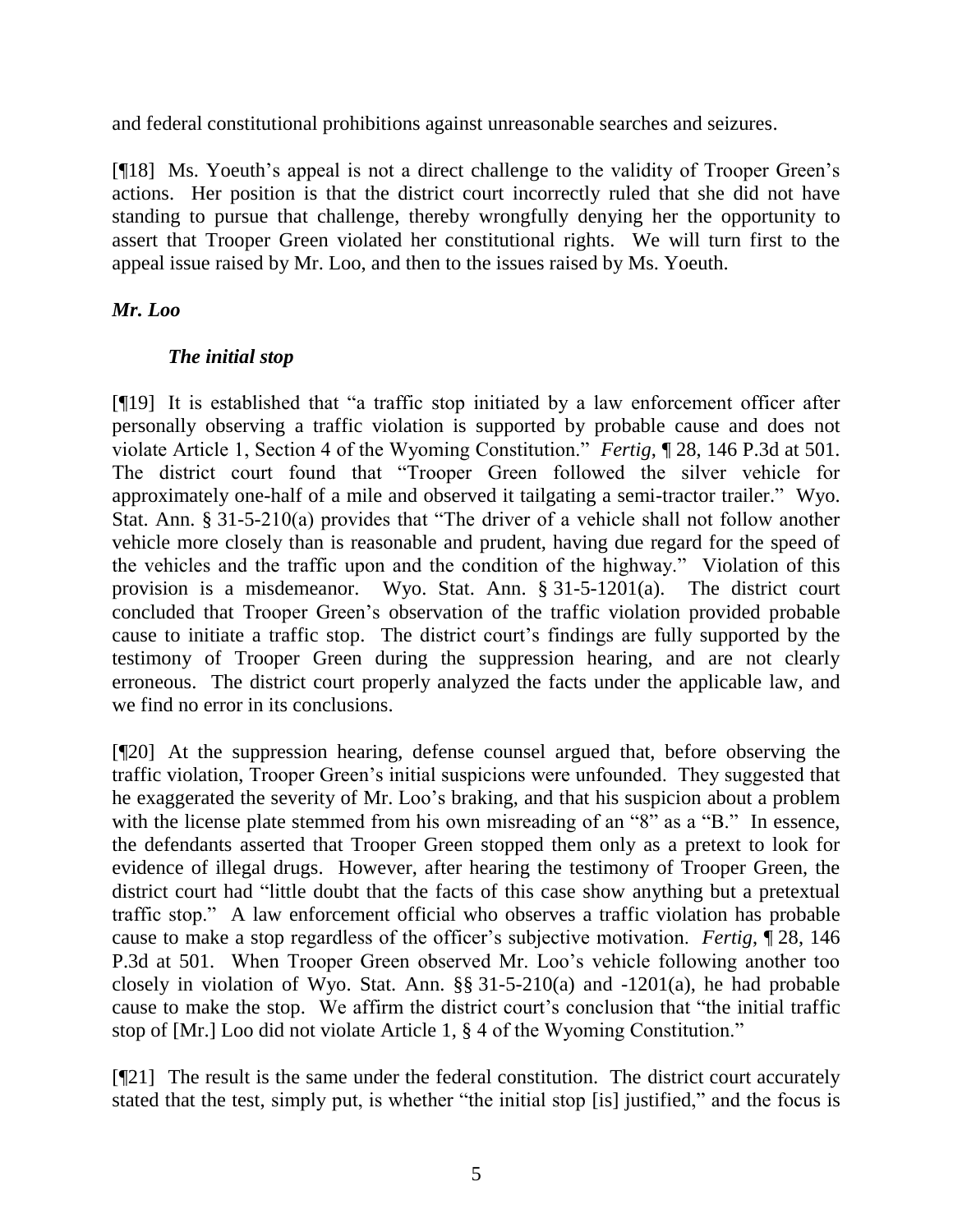and federal constitutional prohibitions against unreasonable searches and seizures.

[¶18] Ms. Yoeuth's appeal is not a direct challenge to the validity of Trooper Green's actions. Her position is that the district court incorrectly ruled that she did not have standing to pursue that challenge, thereby wrongfully denying her the opportunity to assert that Trooper Green violated her constitutional rights. We will turn first to the appeal issue raised by Mr. Loo, and then to the issues raised by Ms. Yoeuth.

***Mr. Loo***

***The initial stop***

[¶19] It is established that "a traffic stop initiated by a law enforcement officer after personally observing a traffic violation is supported by probable cause and does not violate Article 1, Section 4 of the Wyoming Constitution." *Fertig*, ¶ 28, 146 P.3d at 501. The district court found that "Trooper Green followed the silver vehicle for approximately one-half of a mile and observed it tailgating a semi-tractor trailer." Wyo. Stat. Ann. § 31-5-210(a) provides that "The driver of a vehicle shall not follow another vehicle more closely than is reasonable and prudent, having due regard for the speed of the vehicles and the traffic upon and the condition of the highway." Violation of this provision is a misdemeanor. Wyo. Stat. Ann. § 31-5-1201(a). The district court concluded that Trooper Green's observation of the traffic violation provided probable cause to initiate a traffic stop. The district court's findings are fully supported by the testimony of Trooper Green during the suppression hearing, and are not clearly erroneous. The district court properly analyzed the facts under the applicable law, and we find no error in its conclusions.

[¶20] At the suppression hearing, defense counsel argued that, before observing the traffic violation, Trooper Green's initial suspicions were unfounded. They suggested that he exaggerated the severity of Mr. Loo's braking, and that his suspicion about a problem with the license plate stemmed from his own misreading of an "8" as a "B." In essence, the defendants asserted that Trooper Green stopped them only as a pretext to look for evidence of illegal drugs. However, after hearing the testimony of Trooper Green, the district court had "little doubt that the facts of this case show anything but a pretextual traffic stop." A law enforcement official who observes a traffic violation has probable cause to make a stop regardless of the officer's subjective motivation. *Fertig*, ¶ 28, 146 P.3d at 501. When Trooper Green observed Mr. Loo's vehicle following another too closely in violation of Wyo. Stat. Ann. §§ 31-5-210(a) and -1201(a), he had probable cause to make the stop. We affirm the district court's conclusion that "the initial traffic stop of [Mr.] Loo did not violate Article 1, § 4 of the Wyoming Constitution."

[¶21] The result is the same under the federal constitution. The district court accurately stated that the test, simply put, is whether "the initial stop [is] justified," and the focus is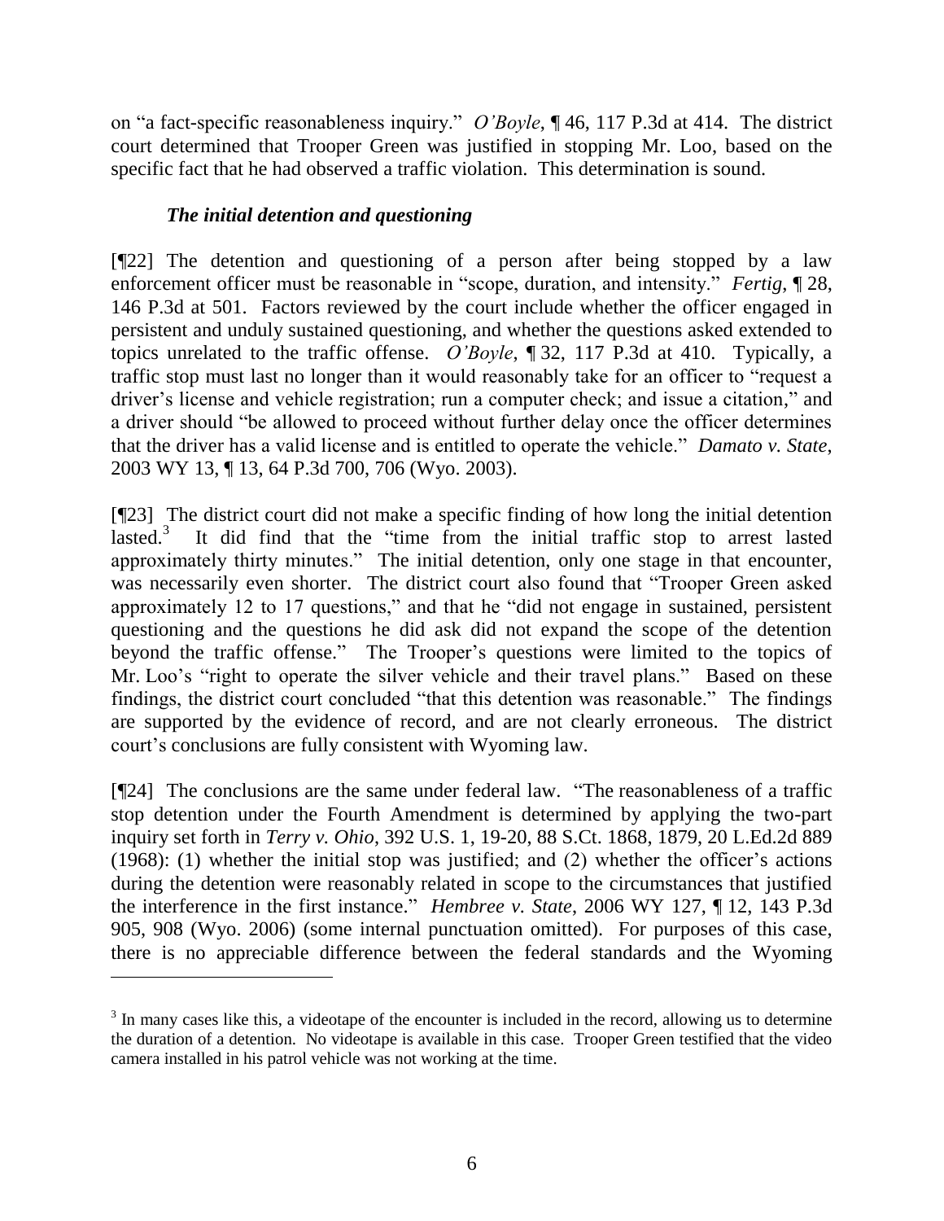on "a fact-specific reasonableness inquiry." *O'Boyle*, ¶ 46, 117 P.3d at 414. The district court determined that Trooper Green was justified in stopping Mr. Loo, based on the specific fact that he had observed a traffic violation. This determination is sound.

### *The initial detention and questioning*

[¶22] The detention and questioning of a person after being stopped by a law enforcement officer must be reasonable in "scope, duration, and intensity." *Fertig*, ¶ 28, 146 P.3d at 501. Factors reviewed by the court include whether the officer engaged in persistent and unduly sustained questioning, and whether the questions asked extended to topics unrelated to the traffic offense. *O'Boyle*, ¶ 32, 117 P.3d at 410. Typically, a traffic stop must last no longer than it would reasonably take for an officer to "request a driver's license and vehicle registration; run a computer check; and issue a citation," and a driver should "be allowed to proceed without further delay once the officer determines that the driver has a valid license and is entitled to operate the vehicle." *Damato v. State*, 2003 WY 13, ¶ 13, 64 P.3d 700, 706 (Wyo. 2003).

[¶23] The district court did not make a specific finding of how long the initial detention lasted.[3] It did find that the "time from the initial traffic stop to arrest lasted approximately thirty minutes." The initial detention, only one stage in that encounter, was necessarily even shorter. The district court also found that "Trooper Green asked approximately 12 to 17 questions," and that he "did not engage in sustained, persistent questioning and the questions he did ask did not expand the scope of the detention beyond the traffic offense." The Trooper's questions were limited to the topics of Mr. Loo's "right to operate the silver vehicle and their travel plans." Based on these findings, the district court concluded "that this detention was reasonable." The findings are supported by the evidence of record, and are not clearly erroneous. The district court's conclusions are fully consistent with Wyoming law.

[¶24] The conclusions are the same under federal law. "The reasonableness of a traffic stop detention under the Fourth Amendment is determined by applying the two-part inquiry set forth in *Terry v. Ohio*, 392 U.S. 1, 19-20, 88 S.Ct. 1868, 1879, 20 L.Ed.2d 889 (1968): (1) whether the initial stop was justified; and (2) whether the officer's actions during the detention were reasonably related in scope to the circumstances that justified the interference in the first instance." *Hembree v. State*, 2006 WY 127, ¶ 12, 143 P.3d 905, 908 (Wyo. 2006) (some internal punctuation omitted). For purposes of this case, there is no appreciable difference between the federal standards and the Wyoming

---

[3] In many cases like this, a videotape of the encounter is included in the record, allowing us to determine the duration of a detention. No videotape is available in this case. Trooper Green testified that the video camera installed in his patrol vehicle was not working at the time.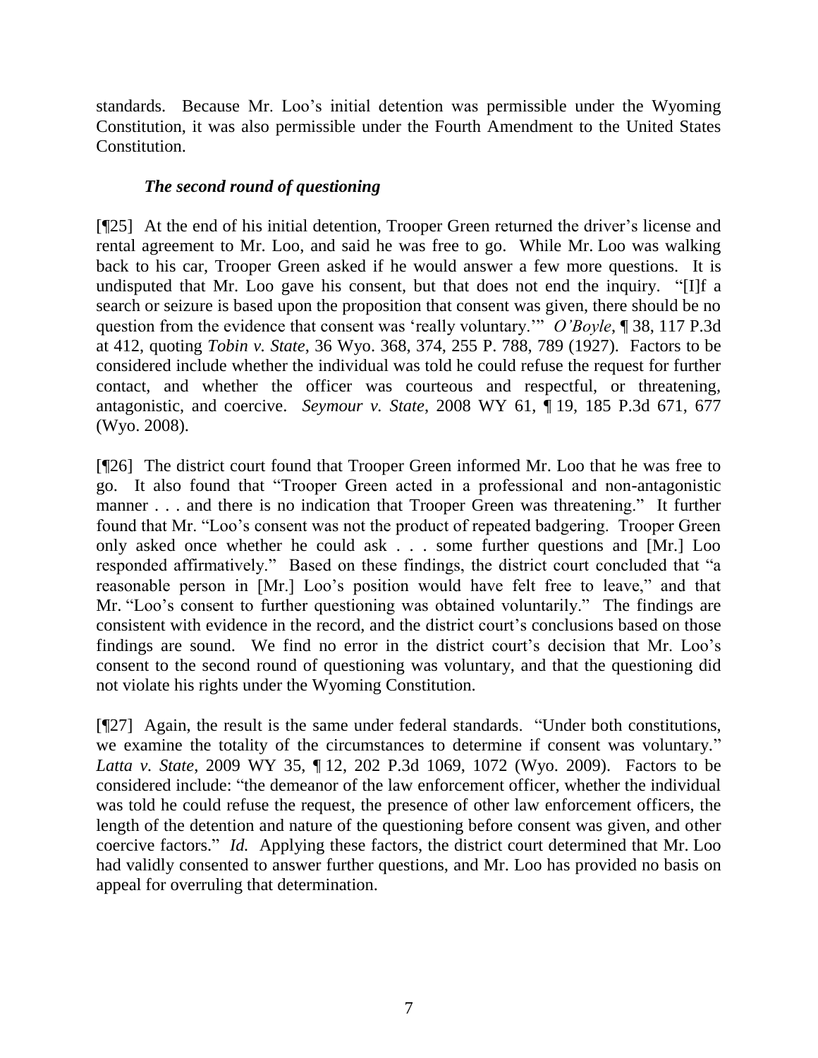standards. Because Mr. Loo's initial detention was permissible under the Wyoming Constitution, it was also permissible under the Fourth Amendment to the United States Constitution.

***The second round of questioning***

[¶25] At the end of his initial detention, Trooper Green returned the driver's license and rental agreement to Mr. Loo, and said he was free to go. While Mr. Loo was walking back to his car, Trooper Green asked if he would answer a few more questions. It is undisputed that Mr. Loo gave his consent, but that does not end the inquiry. "[I]f a search or seizure is based upon the proposition that consent was given, there should be no question from the evidence that consent was 'really voluntary.'" *O'Boyle*, ¶ 38, 117 P.3d at 412, quoting *Tobin v. State*, 36 Wyo. 368, 374, 255 P. 788, 789 (1927). Factors to be considered include whether the individual was told he could refuse the request for further contact, and whether the officer was courteous and respectful, or threatening, antagonistic, and coercive. *Seymour v. State*, 2008 WY 61, ¶ 19, 185 P.3d 671, 677 (Wyo. 2008).

[¶26] The district court found that Trooper Green informed Mr. Loo that he was free to go. It also found that "Trooper Green acted in a professional and non-antagonistic manner . . . and there is no indication that Trooper Green was threatening." It further found that Mr. "Loo's consent was not the product of repeated badgering. Trooper Green only asked once whether he could ask . . . some further questions and [Mr.] Loo responded affirmatively." Based on these findings, the district court concluded that "a reasonable person in [Mr.] Loo's position would have felt free to leave," and that Mr. "Loo's consent to further questioning was obtained voluntarily." The findings are consistent with evidence in the record, and the district court's conclusions based on those findings are sound. We find no error in the district court's decision that Mr. Loo's consent to the second round of questioning was voluntary, and that the questioning did not violate his rights under the Wyoming Constitution.

[¶27] Again, the result is the same under federal standards. "Under both constitutions, we examine the totality of the circumstances to determine if consent was voluntary." *Latta v. State*, 2009 WY 35, ¶ 12, 202 P.3d 1069, 1072 (Wyo. 2009). Factors to be considered include: "the demeanor of the law enforcement officer, whether the individual was told he could refuse the request, the presence of other law enforcement officers, the length of the detention and nature of the questioning before consent was given, and other coercive factors." *Id.* Applying these factors, the district court determined that Mr. Loo had validly consented to answer further questions, and Mr. Loo has provided no basis on appeal for overruling that determination.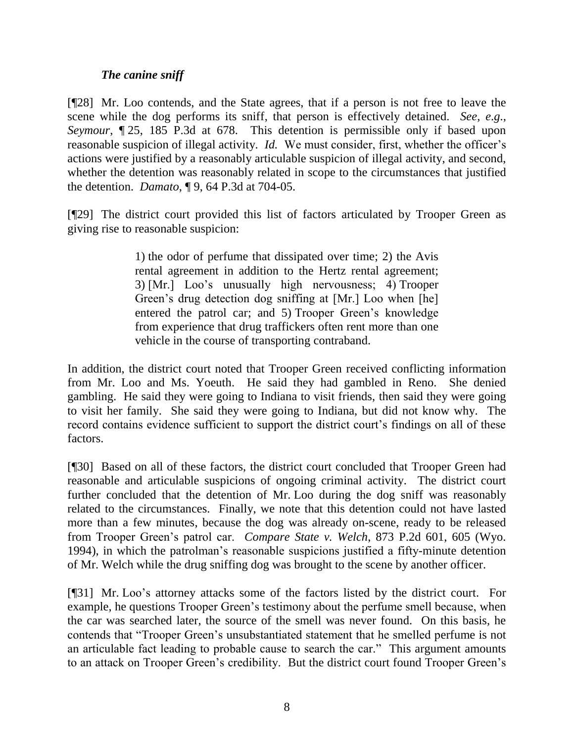### *The canine sniff*

[¶28] Mr. Loo contends, and the State agrees, that if a person is not free to leave the scene while the dog performs its sniff, that person is effectively detained. *See, e.g.*, *Seymour*, ¶ 25, 185 P.3d at 678. This detention is permissible only if based upon reasonable suspicion of illegal activity. *Id.* We must consider, first, whether the officer's actions were justified by a reasonably articulable suspicion of illegal activity, and second, whether the detention was reasonably related in scope to the circumstances that justified the detention. *Damato*, ¶ 9, 64 P.3d at 704-05.

[¶29] The district court provided this list of factors articulated by Trooper Green as giving rise to reasonable suspicion:

> 1) the odor of perfume that dissipated over time; 2) the Avis rental agreement in addition to the Hertz rental agreement; 3) [Mr.] Loo's unusually high nervousness; 4) Trooper Green's drug detection dog sniffing at [Mr.] Loo when [he] entered the patrol car; and 5) Trooper Green's knowledge from experience that drug traffickers often rent more than one vehicle in the course of transporting contraband.

In addition, the district court noted that Trooper Green received conflicting information from Mr. Loo and Ms. Yoeuth. He said they had gambled in Reno. She denied gambling. He said they were going to Indiana to visit friends, then said they were going to visit her family. She said they were going to Indiana, but did not know why. The record contains evidence sufficient to support the district court's findings on all of these factors.

[¶30] Based on all of these factors, the district court concluded that Trooper Green had reasonable and articulable suspicions of ongoing criminal activity. The district court further concluded that the detention of Mr. Loo during the dog sniff was reasonably related to the circumstances. Finally, we note that this detention could not have lasted more than a few minutes, because the dog was already on-scene, ready to be released from Trooper Green's patrol car. *Compare State v. Welch*, 873 P.2d 601, 605 (Wyo. 1994), in which the patrolman's reasonable suspicions justified a fifty-minute detention of Mr. Welch while the drug sniffing dog was brought to the scene by another officer.

[¶31] Mr. Loo's attorney attacks some of the factors listed by the district court. For example, he questions Trooper Green's testimony about the perfume smell because, when the car was searched later, the source of the smell was never found. On this basis, he contends that "Trooper Green's unsubstantiated statement that he smelled perfume is not an articulable fact leading to probable cause to search the car." This argument amounts to an attack on Trooper Green's credibility. But the district court found Trooper Green's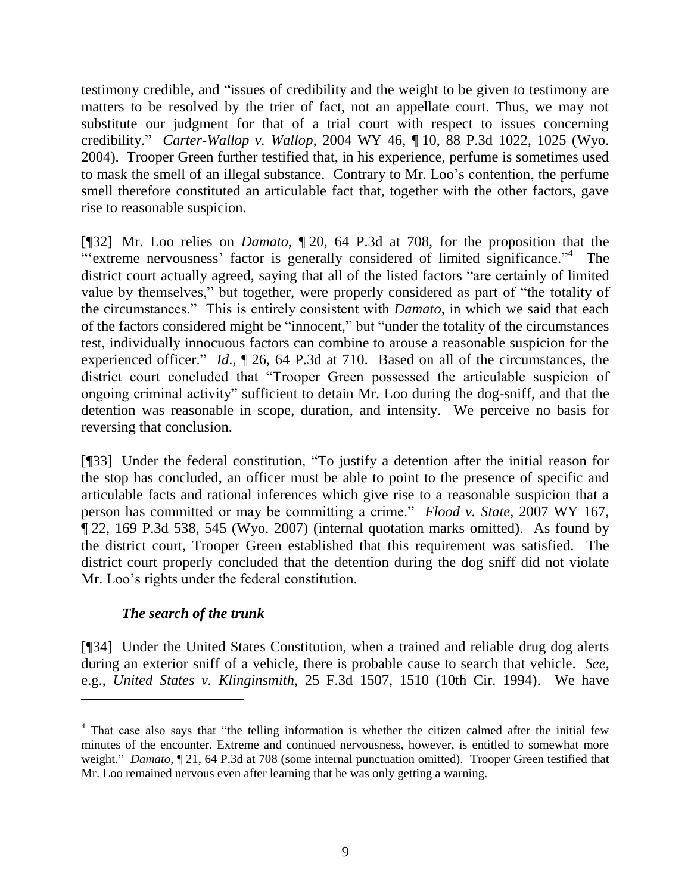testimony credible, and "issues of credibility and the weight to be given to testimony are matters to be resolved by the trier of fact, not an appellate court. Thus, we may not substitute our judgment for that of a trial court with respect to issues concerning credibility." *Carter-Wallop v. Wallop*, 2004 WY 46, ¶ 10, 88 P.3d 1022, 1025 (Wyo. 2004). Trooper Green further testified that, in his experience, perfume is sometimes used to mask the smell of an illegal substance. Contrary to Mr. Loo's contention, the perfume smell therefore constituted an articulable fact that, together with the other factors, gave rise to reasonable suspicion.

[¶32] Mr. Loo relies on *Damato*, ¶ 20, 64 P.3d at 708, for the proposition that the "'extreme nervousness' factor is generally considered of limited significance."[4] The district court actually agreed, saying that all of the listed factors "are certainly of limited value by themselves," but together, were properly considered as part of "the totality of the circumstances." This is entirely consistent with *Damato*, in which we said that each of the factors considered might be "innocent," but "under the totality of the circumstances test, individually innocuous factors can combine to arouse a reasonable suspicion for the experienced officer." *Id.*, ¶ 26, 64 P.3d at 710. Based on all of the circumstances, the district court concluded that "Trooper Green possessed the articulable suspicion of ongoing criminal activity" sufficient to detain Mr. Loo during the dog-sniff, and that the detention was reasonable in scope, duration, and intensity. We perceive no basis for reversing that conclusion.

[¶33] Under the federal constitution, "To justify a detention after the initial reason for the stop has concluded, an officer must be able to point to the presence of specific and articulable facts and rational inferences which give rise to a reasonable suspicion that a person has committed or may be committing a crime." *Flood v. State*, 2007 WY 167, ¶ 22, 169 P.3d 538, 545 (Wyo. 2007) (internal quotation marks omitted). As found by the district court, Trooper Green established that this requirement was satisfied. The district court properly concluded that the detention during the dog sniff did not violate Mr. Loo's rights under the federal constitution.

***The search of the trunk***

[¶34] Under the United States Constitution, when a trained and reliable drug dog alerts during an exterior sniff of a vehicle, there is probable cause to search that vehicle. *See*, e.g., *United States v. Klinginsmith*, 25 F.3d 1507, 1510 (10th Cir. 1994). We have

---

[4] That case also says that "the telling information is whether the citizen calmed after the initial few minutes of the encounter. Extreme and continued nervousness, however, is entitled to somewhat more weight." *Damato*, ¶ 21, 64 P.3d at 708 (some internal punctuation omitted). Trooper Green testified that Mr. Loo remained nervous even after learning that he was only getting a warning.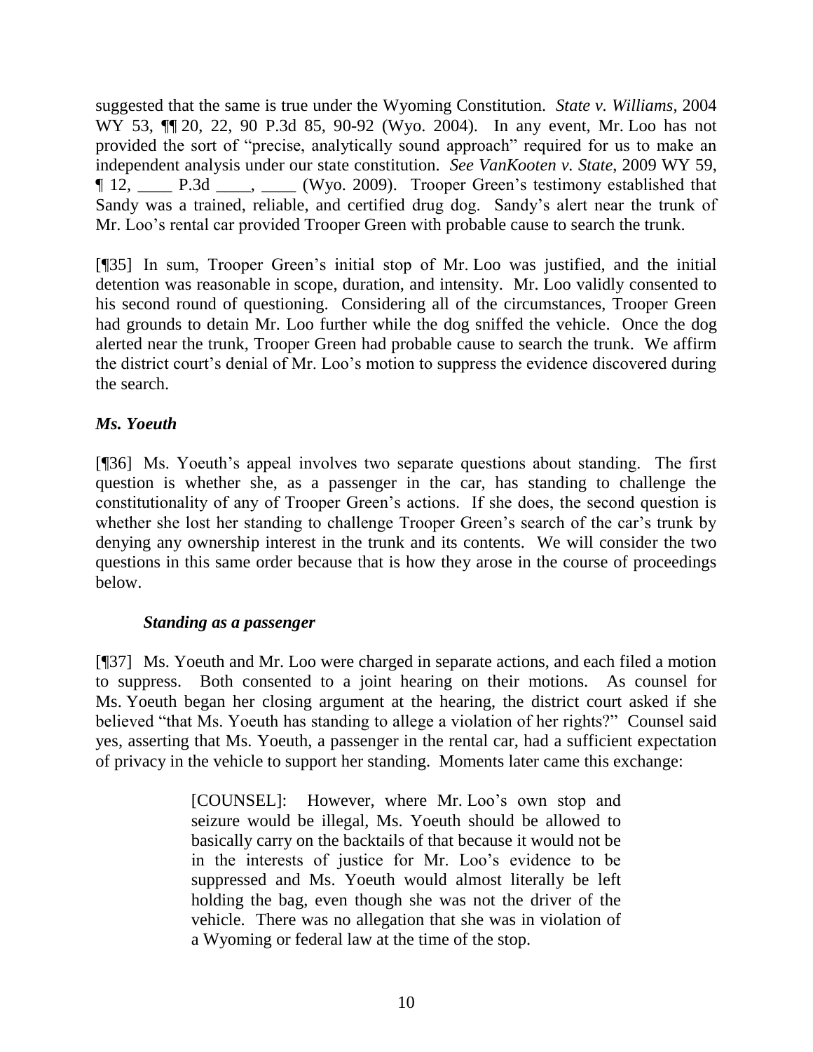suggested that the same is true under the Wyoming Constitution. *State v. Williams*, 2004 WY 53, ¶¶ 20, 22, 90 P.3d 85, 90-92 (Wyo. 2004). In any event, Mr. Loo has not provided the sort of "precise, analytically sound approach" required for us to make an independent analysis under our state constitution. *See VanKooten v. State*, 2009 WY 59, ¶ 12, ____ P.3d ____, ____ (Wyo. 2009). Trooper Green's testimony established that Sandy was a trained, reliable, and certified drug dog. Sandy's alert near the trunk of Mr. Loo's rental car provided Trooper Green with probable cause to search the trunk.

[¶35] In sum, Trooper Green's initial stop of Mr. Loo was justified, and the initial detention was reasonable in scope, duration, and intensity. Mr. Loo validly consented to his second round of questioning. Considering all of the circumstances, Trooper Green had grounds to detain Mr. Loo further while the dog sniffed the vehicle. Once the dog alerted near the trunk, Trooper Green had probable cause to search the trunk. We affirm the district court's denial of Mr. Loo's motion to suppress the evidence discovered during the search.

### *Ms. Yoeuth*

[¶36] Ms. Yoeuth's appeal involves two separate questions about standing. The first question is whether she, as a passenger in the car, has standing to challenge the constitutionality of any of Trooper Green's actions. If she does, the second question is whether she lost her standing to challenge Trooper Green's search of the car's trunk by denying any ownership interest in the trunk and its contents. We will consider the two questions in this same order because that is how they arose in the course of proceedings below.

#### *Standing as a passenger*

[¶37] Ms. Yoeuth and Mr. Loo were charged in separate actions, and each filed a motion to suppress. Both consented to a joint hearing on their motions. As counsel for Ms. Yoeuth began her closing argument at the hearing, the district court asked if she believed "that Ms. Yoeuth has standing to allege a violation of her rights?" Counsel said yes, asserting that Ms. Yoeuth, a passenger in the rental car, had a sufficient expectation of privacy in the vehicle to support her standing. Moments later came this exchange:

> [COUNSEL]: However, where Mr. Loo's own stop and seizure would be illegal, Ms. Yoeuth should be allowed to basically carry on the backtails of that because it would not be in the interests of justice for Mr. Loo's evidence to be suppressed and Ms. Yoeuth would almost literally be left holding the bag, even though she was not the driver of the vehicle. There was no allegation that she was in violation of a Wyoming or federal law at the time of the stop.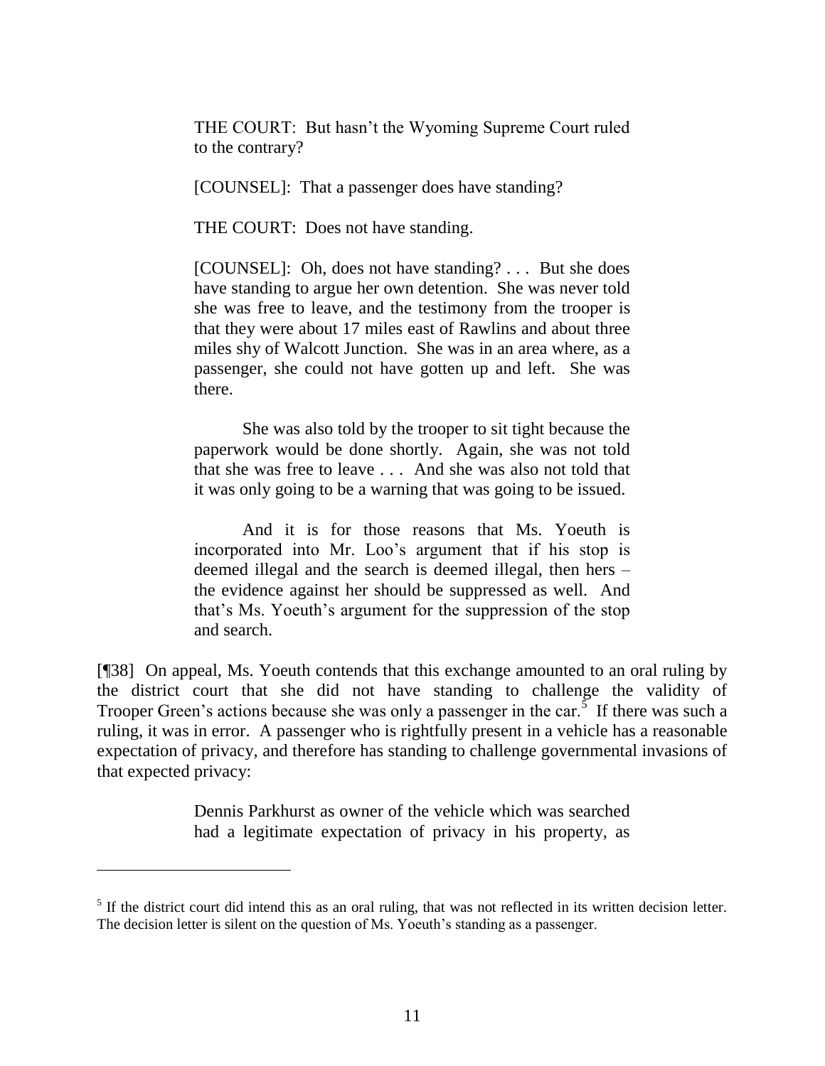> THE COURT: But hasn't the Wyoming Supreme Court ruled to the contrary?
>
> [COUNSEL]: That a passenger does have standing?
>
> THE COURT: Does not have standing.
>
> [COUNSEL]: Oh, does not have standing? . . . But she does have standing to argue her own detention. She was never told she was free to leave, and the testimony from the trooper is that they were about 17 miles east of Rawlins and about three miles shy of Walcott Junction. She was in an area where, as a passenger, she could not have gotten up and left. She was there.
>
> She was also told by the trooper to sit tight because the paperwork would be done shortly. Again, she was not told that she was free to leave . . . And she was also not told that it was only going to be a warning that was going to be issued.
>
> And it is for those reasons that Ms. Yoeuth is incorporated into Mr. Loo's argument that if his stop is deemed illegal and the search is deemed illegal, then hers – the evidence against her should be suppressed as well. And that's Ms. Yoeuth's argument for the suppression of the stop and search.

[¶38] On appeal, Ms. Yoeuth contends that this exchange amounted to an oral ruling by the district court that she did not have standing to challenge the validity of Trooper Green's actions because she was only a passenger in the car.[5] If there was such a ruling, it was in error. A passenger who is rightfully present in a vehicle has a reasonable expectation of privacy, and therefore has standing to challenge governmental invasions of that expected privacy:

> Dennis Parkhurst as owner of the vehicle which was searched had a legitimate expectation of privacy in his property, as

---

[5] If the district court did intend this as an oral ruling, that was not reflected in its written decision letter. The decision letter is silent on the question of Ms. Yoeuth's standing as a passenger.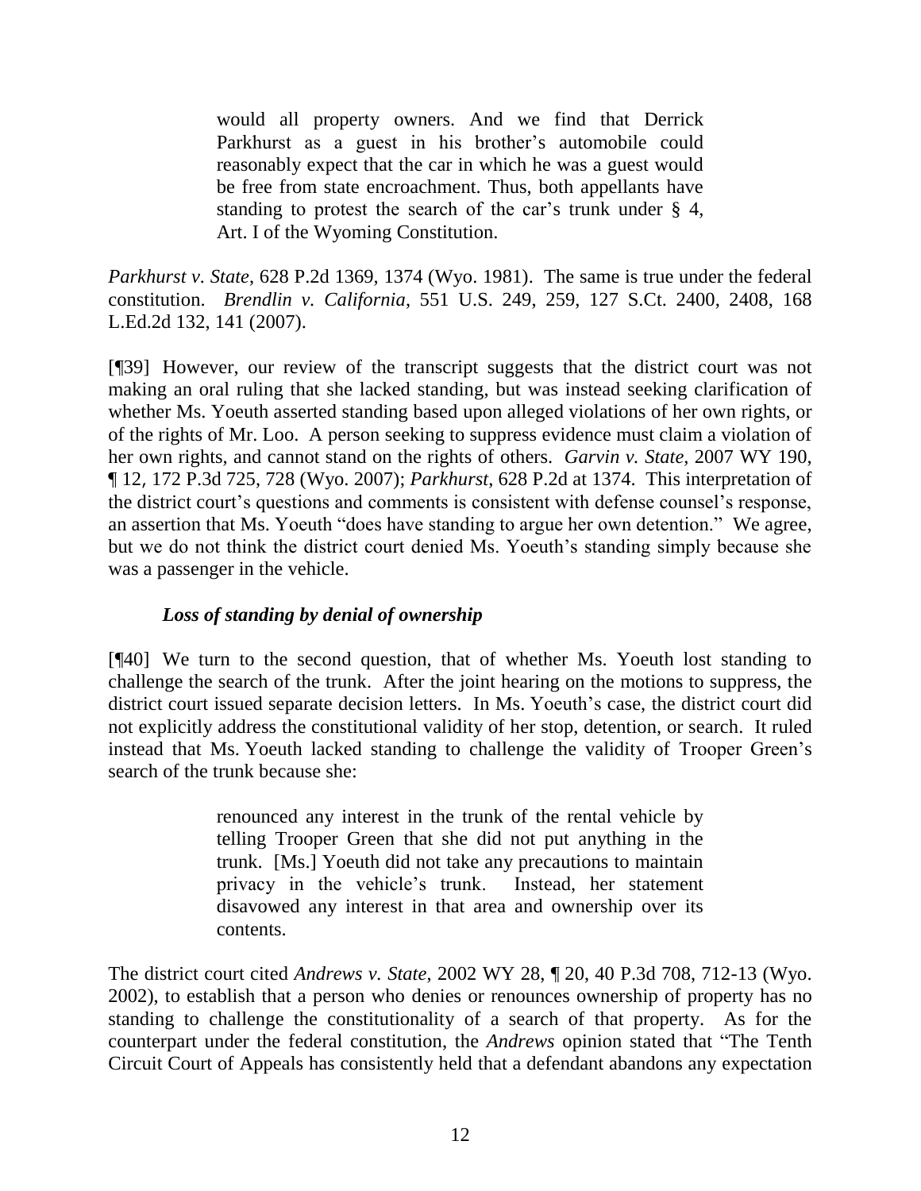> would all property owners. And we find that Derrick Parkhurst as a guest in his brother's automobile could reasonably expect that the car in which he was a guest would be free from state encroachment. Thus, both appellants have standing to protest the search of the car's trunk under § 4, Art. I of the Wyoming Constitution.

*Parkhurst v. State*, 628 P.2d 1369, 1374 (Wyo. 1981). The same is true under the federal constitution. *Brendlin v. California*, 551 U.S. 249, 259, 127 S.Ct. 2400, 2408, 168 L.Ed.2d 132, 141 (2007).

[¶39] However, our review of the transcript suggests that the district court was not making an oral ruling that she lacked standing, but was instead seeking clarification of whether Ms. Yoeuth asserted standing based upon alleged violations of her own rights, or of the rights of Mr. Loo. A person seeking to suppress evidence must claim a violation of her own rights, and cannot stand on the rights of others. *Garvin v. State*, 2007 WY 190, ¶ 12, 172 P.3d 725, 728 (Wyo. 2007); *Parkhurst*, 628 P.2d at 1374. This interpretation of the district court's questions and comments is consistent with defense counsel's response, an assertion that Ms. Yoeuth "does have standing to argue her own detention." We agree, but we do not think the district court denied Ms. Yoeuth's standing simply because she was a passenger in the vehicle.

***Loss of standing by denial of ownership***

[¶40] We turn to the second question, that of whether Ms. Yoeuth lost standing to challenge the search of the trunk. After the joint hearing on the motions to suppress, the district court issued separate decision letters. In Ms. Yoeuth's case, the district court did not explicitly address the constitutional validity of her stop, detention, or search. It ruled instead that Ms. Yoeuth lacked standing to challenge the validity of Trooper Green's search of the trunk because she:

> renounced any interest in the trunk of the rental vehicle by telling Trooper Green that she did not put anything in the trunk. [Ms.] Yoeuth did not take any precautions to maintain privacy in the vehicle's trunk. Instead, her statement disavowed any interest in that area and ownership over its contents.

The district court cited *Andrews v. State*, 2002 WY 28, ¶ 20, 40 P.3d 708, 712-13 (Wyo. 2002), to establish that a person who denies or renounces ownership of property has no standing to challenge the constitutionality of a search of that property. As for the counterpart under the federal constitution, the *Andrews* opinion stated that "The Tenth Circuit Court of Appeals has consistently held that a defendant abandons any expectation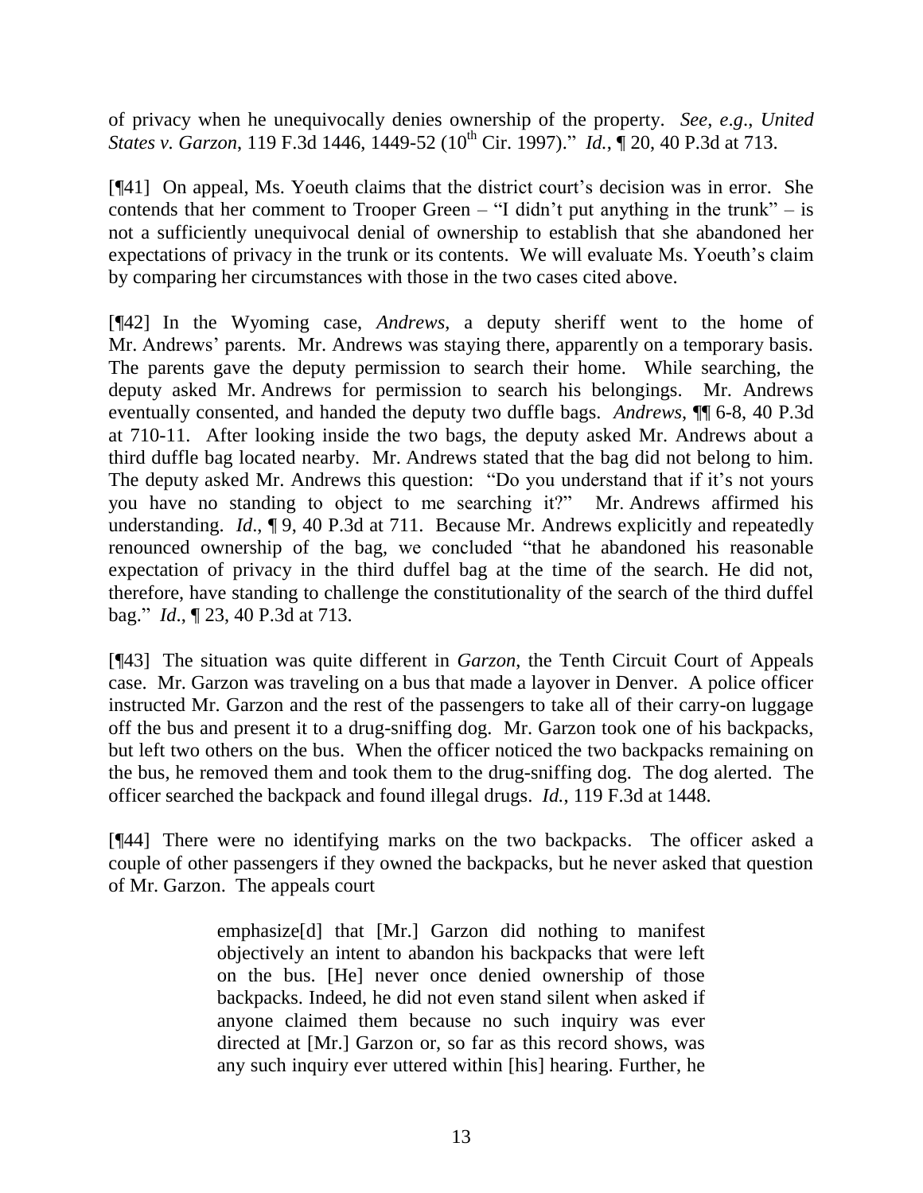of privacy when he unequivocally denies ownership of the property. *See, e.g.*, *United States v. Garzon*, 119 F.3d 1446, 1449-52 (10th Cir. 1997)." *Id.*, ¶ 20, 40 P.3d at 713.

[¶41] On appeal, Ms. Yoeuth claims that the district court's decision was in error. She contends that her comment to Trooper Green – "I didn't put anything in the trunk" – is not a sufficiently unequivocal denial of ownership to establish that she abandoned her expectations of privacy in the trunk or its contents. We will evaluate Ms. Yoeuth's claim by comparing her circumstances with those in the two cases cited above.

[¶42] In the Wyoming case, *Andrews*, a deputy sheriff went to the home of Mr. Andrews' parents. Mr. Andrews was staying there, apparently on a temporary basis. The parents gave the deputy permission to search their home. While searching, the deputy asked Mr. Andrews for permission to search his belongings. Mr. Andrews eventually consented, and handed the deputy two duffle bags. *Andrews*, ¶¶ 6-8, 40 P.3d at 710-11. After looking inside the two bags, the deputy asked Mr. Andrews about a third duffle bag located nearby. Mr. Andrews stated that the bag did not belong to him. The deputy asked Mr. Andrews this question: "Do you understand that if it's not yours you have no standing to object to me searching it?" Mr. Andrews affirmed his understanding. *Id*., ¶ 9, 40 P.3d at 711. Because Mr. Andrews explicitly and repeatedly renounced ownership of the bag, we concluded "that he abandoned his reasonable expectation of privacy in the third duffel bag at the time of the search. He did not, therefore, have standing to challenge the constitutionality of the search of the third duffel bag." *Id*., ¶ 23, 40 P.3d at 713.

[¶43] The situation was quite different in *Garzon*, the Tenth Circuit Court of Appeals case. Mr. Garzon was traveling on a bus that made a layover in Denver. A police officer instructed Mr. Garzon and the rest of the passengers to take all of their carry-on luggage off the bus and present it to a drug-sniffing dog. Mr. Garzon took one of his backpacks, but left two others on the bus. When the officer noticed the two backpacks remaining on the bus, he removed them and took them to the drug-sniffing dog. The dog alerted. The officer searched the backpack and found illegal drugs. *Id.*, 119 F.3d at 1448.

[¶44] There were no identifying marks on the two backpacks. The officer asked a couple of other passengers if they owned the backpacks, but he never asked that question of Mr. Garzon. The appeals court

> emphasize[d] that [Mr.] Garzon did nothing to manifest objectively an intent to abandon his backpacks that were left on the bus. [He] never once denied ownership of those backpacks. Indeed, he did not even stand silent when asked if anyone claimed them because no such inquiry was ever directed at [Mr.] Garzon or, so far as this record shows, was any such inquiry ever uttered within [his] hearing. Further, he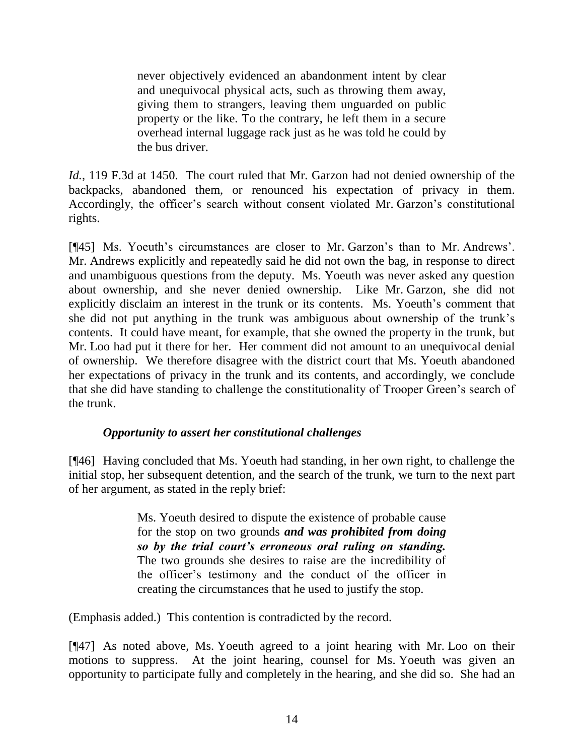> never objectively evidenced an abandonment intent by clear and unequivocal physical acts, such as throwing them away, giving them to strangers, leaving them unguarded on public property or the like. To the contrary, he left them in a secure overhead internal luggage rack just as he was told he could by the bus driver.

*Id.*, 119 F.3d at 1450. The court ruled that Mr. Garzon had not denied ownership of the backpacks, abandoned them, or renounced his expectation of privacy in them. Accordingly, the officer's search without consent violated Mr. Garzon's constitutional rights.

[¶45] Ms. Yoeuth's circumstances are closer to Mr. Garzon's than to Mr. Andrews'. Mr. Andrews explicitly and repeatedly said he did not own the bag, in response to direct and unambiguous questions from the deputy. Ms. Yoeuth was never asked any question about ownership, and she never denied ownership. Like Mr. Garzon, she did not explicitly disclaim an interest in the trunk or its contents. Ms. Yoeuth's comment that she did not put anything in the trunk was ambiguous about ownership of the trunk's contents. It could have meant, for example, that she owned the property in the trunk, but Mr. Loo had put it there for her. Her comment did not amount to an unequivocal denial of ownership. We therefore disagree with the district court that Ms. Yoeuth abandoned her expectations of privacy in the trunk and its contents, and accordingly, we conclude that she did have standing to challenge the constitutionality of Trooper Green's search of the trunk.

### *Opportunity to assert her constitutional challenges*

[¶46] Having concluded that Ms. Yoeuth had standing, in her own right, to challenge the initial stop, her subsequent detention, and the search of the trunk, we turn to the next part of her argument, as stated in the reply brief:

> Ms. Yoeuth desired to dispute the existence of probable cause for the stop on two grounds ***and was prohibited from doing so by the trial court's erroneous oral ruling on standing.*** The two grounds she desires to raise are the incredibility of the officer's testimony and the conduct of the officer in creating the circumstances that he used to justify the stop.

(Emphasis added.) This contention is contradicted by the record.

[¶47] As noted above, Ms. Yoeuth agreed to a joint hearing with Mr. Loo on their motions to suppress. At the joint hearing, counsel for Ms. Yoeuth was given an opportunity to participate fully and completely in the hearing, and she did so. She had an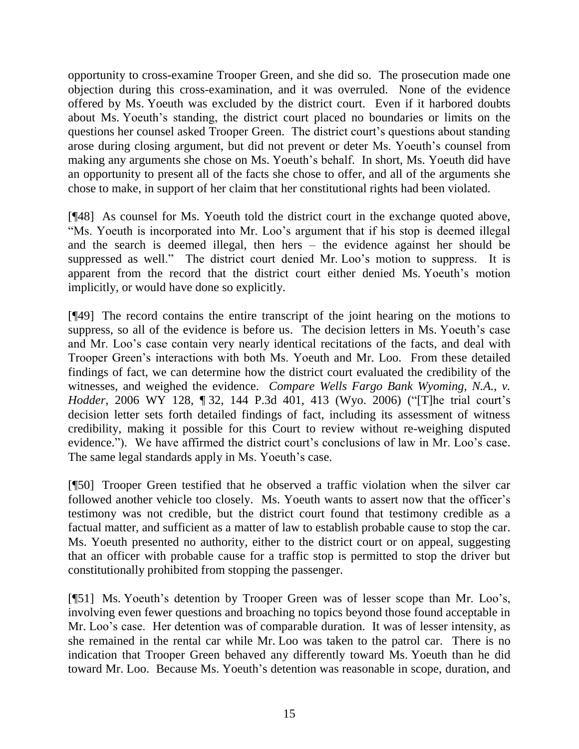opportunity to cross-examine Trooper Green, and she did so. The prosecution made one objection during this cross-examination, and it was overruled. None of the evidence offered by Ms. Yoeuth was excluded by the district court. Even if it harbored doubts about Ms. Yoeuth's standing, the district court placed no boundaries or limits on the questions her counsel asked Trooper Green. The district court's questions about standing arose during closing argument, but did not prevent or deter Ms. Yoeuth's counsel from making any arguments she chose on Ms. Yoeuth's behalf. In short, Ms. Yoeuth did have an opportunity to present all of the facts she chose to offer, and all of the arguments she chose to make, in support of her claim that her constitutional rights had been violated.

[¶48] As counsel for Ms. Yoeuth told the district court in the exchange quoted above, "Ms. Yoeuth is incorporated into Mr. Loo's argument that if his stop is deemed illegal and the search is deemed illegal, then hers – the evidence against her should be suppressed as well." The district court denied Mr. Loo's motion to suppress. It is apparent from the record that the district court either denied Ms. Yoeuth's motion implicitly, or would have done so explicitly.

[¶49] The record contains the entire transcript of the joint hearing on the motions to suppress, so all of the evidence is before us. The decision letters in Ms. Yoeuth's case and Mr. Loo's case contain very nearly identical recitations of the facts, and deal with Trooper Green's interactions with both Ms. Yoeuth and Mr. Loo. From these detailed findings of fact, we can determine how the district court evaluated the credibility of the witnesses, and weighed the evidence. *Compare Wells Fargo Bank Wyoming, N.A., v. Hodder*, 2006 WY 128, ¶ 32, 144 P.3d 401, 413 (Wyo. 2006) ("[T]he trial court's decision letter sets forth detailed findings of fact, including its assessment of witness credibility, making it possible for this Court to review without re-weighing disputed evidence."). We have affirmed the district court's conclusions of law in Mr. Loo's case. The same legal standards apply in Ms. Yoeuth's case.

[¶50] Trooper Green testified that he observed a traffic violation when the silver car followed another vehicle too closely. Ms. Yoeuth wants to assert now that the officer's testimony was not credible, but the district court found that testimony credible as a factual matter, and sufficient as a matter of law to establish probable cause to stop the car. Ms. Yoeuth presented no authority, either to the district court or on appeal, suggesting that an officer with probable cause for a traffic stop is permitted to stop the driver but constitutionally prohibited from stopping the passenger.

[¶51] Ms. Yoeuth's detention by Trooper Green was of lesser scope than Mr. Loo's, involving even fewer questions and broaching no topics beyond those found acceptable in Mr. Loo's case. Her detention was of comparable duration. It was of lesser intensity, as she remained in the rental car while Mr. Loo was taken to the patrol car. There is no indication that Trooper Green behaved any differently toward Ms. Yoeuth than he did toward Mr. Loo. Because Ms. Yoeuth's detention was reasonable in scope, duration, and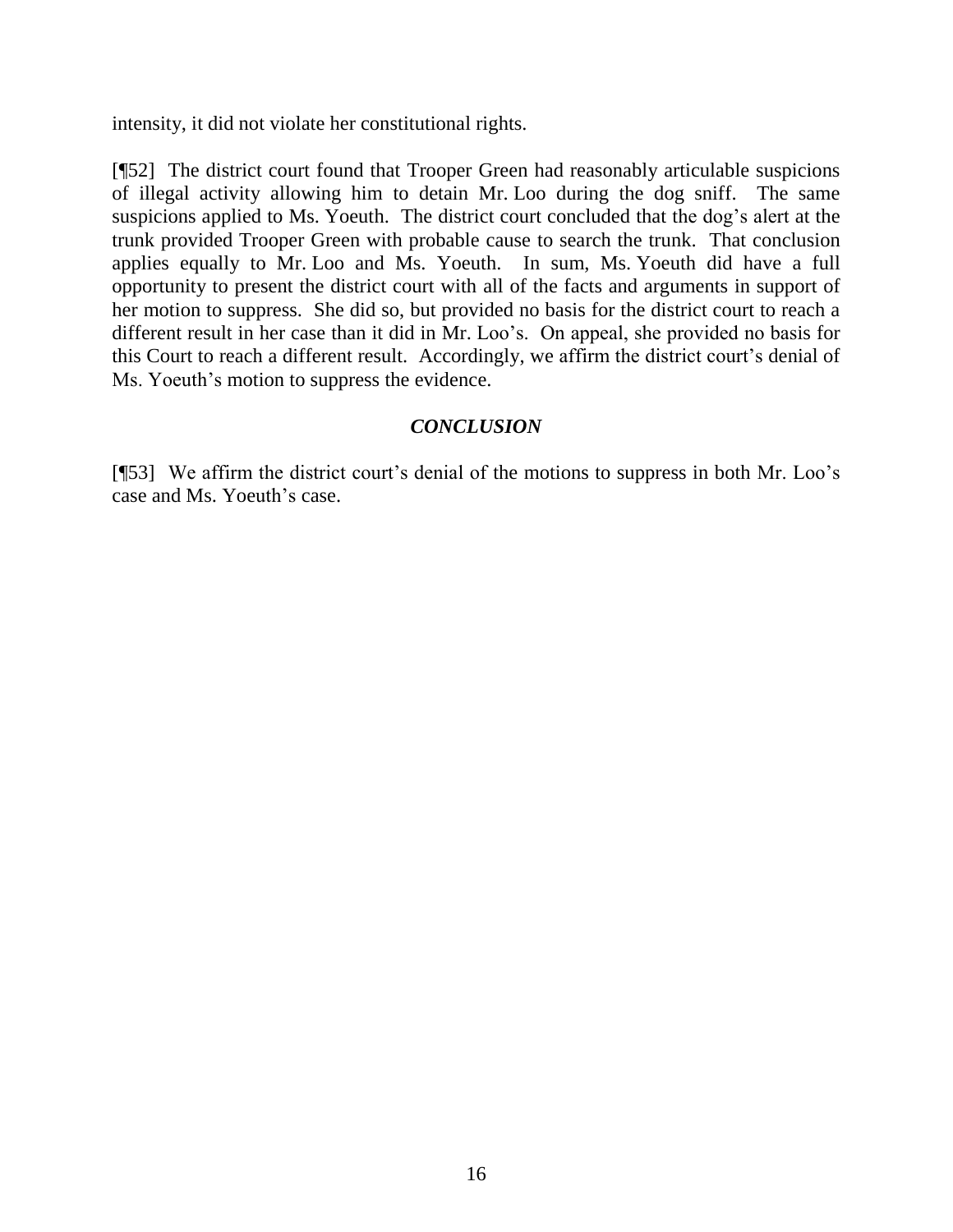intensity, it did not violate her constitutional rights.

[¶52] The district court found that Trooper Green had reasonably articulable suspicions of illegal activity allowing him to detain Mr. Loo during the dog sniff. The same suspicions applied to Ms. Yoeuth. The district court concluded that the dog's alert at the trunk provided Trooper Green with probable cause to search the trunk. That conclusion applies equally to Mr. Loo and Ms. Yoeuth. In sum, Ms. Yoeuth did have a full opportunity to present the district court with all of the facts and arguments in support of her motion to suppress. She did so, but provided no basis for the district court to reach a different result in her case than it did in Mr. Loo's. On appeal, she provided no basis for this Court to reach a different result. Accordingly, we affirm the district court's denial of Ms. Yoeuth's motion to suppress the evidence.

## ***CONCLUSION***

[¶53] We affirm the district court's denial of the motions to suppress in both Mr. Loo's case and Ms. Yoeuth's case.